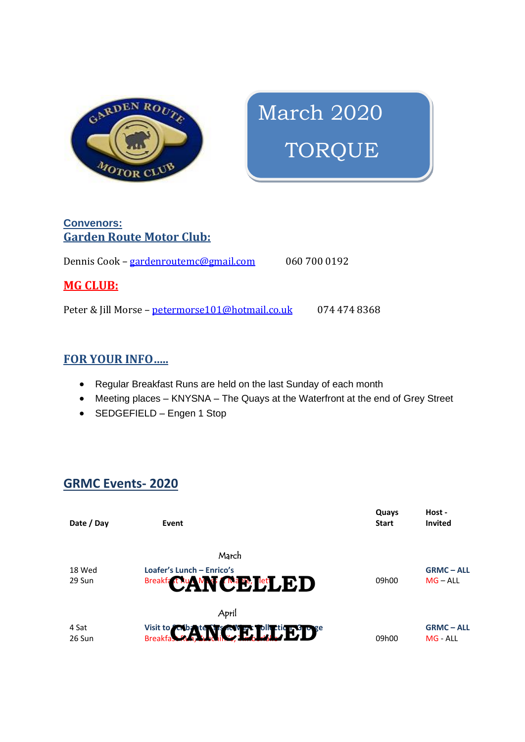# March 2020

# TORQUE

**Convenors:**

## Garden Route Motor Club:

Dennis Cook – gardenroutemc@gmail.com 060 700 0192

## MG CLUB:

Peter & Jill Morse – petermorse101@hotmail.co.uk 074 474 8368

## FOR YOUR INFO.....

- Regular Breakfast Runs are held on the last Sunday of each month
- Meeting places – KNYSNA – The Quays at the Waterfront at the end of Grey Street
- SEDGEFIELD – Engen 1 Stop

## GRMC Events- 2020

| Date / Day | Event | Quays Start | Host - Invited |
|---|---|---|---|
| | March | | |
| 18 Wed | Loafer's Lunch – Enrico's | | GRMC – ALL |
| 29 Sun | Breakfast Run, Mugs, Mattie, Jet… CANCELLED | 09h00 | MG – ALL |
| | April | | |
| 4 Sat | Visit to … Collection Garage CANCELLED | | GRMC – ALL |
| 26 Sun | Breakfast Run, … CANCELLED | 09h00 | MG - ALL |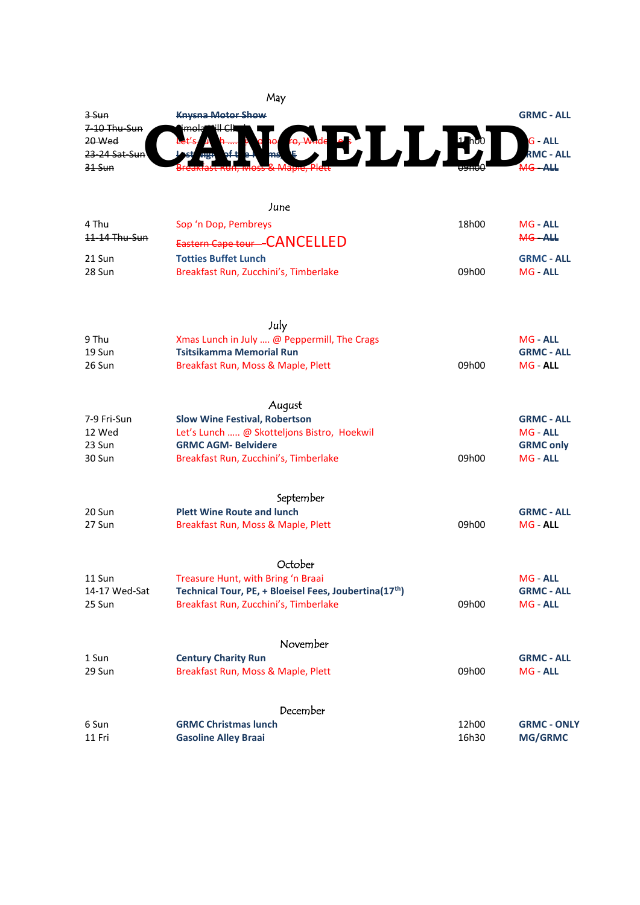## May

**CANCELLED**

| | | | |
|---|---|---|---|
| ~~3 Sun~~ | ~~**Knysna Motor Show**~~ | | **GRMC - ALL** |
| ~~7-10 Thu-Sun~~ | ~~Simola Hill Climb~~ | | |
| ~~20 Wed~~ | ~~Let's Lunch ..... @ ...ro, Wilderness~~ | ~~12h00~~ | MG - ALL |
| ~~23-24 Sat-Sun~~ | ~~Lost Highways of the ...~~ | | GRMC - ALL |
| ~~31 Sun~~ | ~~Breakfast Run, Moss & Maple, Plett~~ | ~~09h00~~ | ~~MG - ALL~~ |

## June

| | | | |
|---|---|---|---|
| 4 Thu | Sop 'n Dop, Pembreys | 18h00 | MG - ALL |
| ~~11-14 Thu-Sun~~ | ~~Eastern Cape tour~~ -CANCELLED | | ~~MG - ALL~~ |
| 21 Sun | **Totties Buffet Lunch** | | **GRMC - ALL** |
| 28 Sun | Breakfast Run, Zucchini's, Timberlake | 09h00 | MG - ALL |

## July

| | | | |
|---|---|---|---|
| 9 Thu | Xmas Lunch in July .... @ Peppermill, The Crags | | MG - ALL |
| 19 Sun | **Tsitsikamma Memorial Run** | | **GRMC - ALL** |
| 26 Sun | Breakfast Run, Moss & Maple, Plett | 09h00 | MG - **ALL** |

## August

| | | | |
|---|---|---|---|
| 7-9 Fri-Sun | **Slow Wine Festival, Robertson** | | **GRMC - ALL** |
| 12 Wed | Let's Lunch ..... @ Skotteljons Bistro, Hoekwil | | MG - ALL |
| 23 Sun | **GRMC AGM- Belvidere** | | **GRMC only** |
| 30 Sun | Breakfast Run, Zucchini's, Timberlake | 09h00 | MG - ALL |

## September

| | | | |
|---|---|---|---|
| 20 Sun | **Plett Wine Route and lunch** | | **GRMC - ALL** |
| 27 Sun | Breakfast Run, Moss & Maple, Plett | 09h00 | MG - **ALL** |

## October

| | | | |
|---|---|---|---|
| 11 Sun | Treasure Hunt, with Bring 'n Braai | | MG - ALL |
| 14-17 Wed-Sat | **Technical Tour, PE, + Bloeisel Fees, Joubertina(17th)** | | **GRMC - ALL** |
| 25 Sun | Breakfast Run, Zucchini's, Timberlake | 09h00 | MG - ALL |

## November

| | | | |
|---|---|---|---|
| 1 Sun | **Century Charity Run** | | **GRMC - ALL** |
| 29 Sun | Breakfast Run, Moss & Maple, Plett | 09h00 | MG - ALL |

## December

| | | | |
|---|---|---|---|
| 6 Sun | **GRMC Christmas lunch** | 12h00 | **GRMC - ONLY** |
| 11 Fri | **Gasoline Alley Braai** | 16h30 | **MG/GRMC** |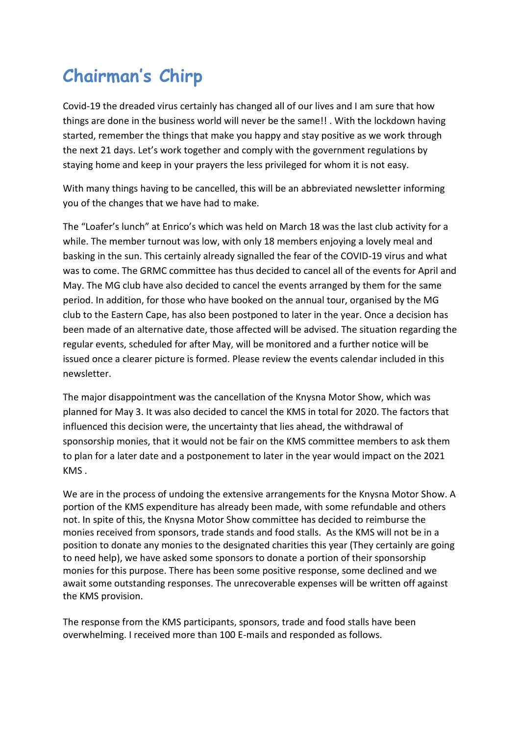# Chairman's Chirp

Covid-19 the dreaded virus certainly has changed all of our lives and I am sure that how things are done in the business world will never be the same!! . With the lockdown having started, remember the things that make you happy and stay positive as we work through the next 21 days. Let's work together and comply with the government regulations by staying home and keep in your prayers the less privileged for whom it is not easy.

With many things having to be cancelled, this will be an abbreviated newsletter informing you of the changes that we have had to make.

The "Loafer's lunch" at Enrico's which was held on March 18 was the last club activity for a while. The member turnout was low, with only 18 members enjoying a lovely meal and basking in the sun. This certainly already signalled the fear of the COVID-19 virus and what was to come. The GRMC committee has thus decided to cancel all of the events for April and May. The MG club have also decided to cancel the events arranged by them for the same period. In addition, for those who have booked on the annual tour, organised by the MG club to the Eastern Cape, has also been postponed to later in the year. Once a decision has been made of an alternative date, those affected will be advised. The situation regarding the regular events, scheduled for after May, will be monitored and a further notice will be issued once a clearer picture is formed. Please review the events calendar included in this newsletter.

The major disappointment was the cancellation of the Knysna Motor Show, which was planned for May 3. It was also decided to cancel the KMS in total for 2020. The factors that influenced this decision were, the uncertainty that lies ahead, the withdrawal of sponsorship monies, that it would not be fair on the KMS committee members to ask them to plan for a later date and a postponement to later in the year would impact on the 2021 KMS .

We are in the process of undoing the extensive arrangements for the Knysna Motor Show. A portion of the KMS expenditure has already been made, with some refundable and others not. In spite of this, the Knysna Motor Show committee has decided to reimburse the monies received from sponsors, trade stands and food stalls. As the KMS will not be in a position to donate any monies to the designated charities this year (They certainly are going to need help), we have asked some sponsors to donate a portion of their sponsorship monies for this purpose. There has been some positive response, some declined and we await some outstanding responses. The unrecoverable expenses will be written off against the KMS provision.

The response from the KMS participants, sponsors, trade and food stalls have been overwhelming. I received more than 100 E-mails and responded as follows.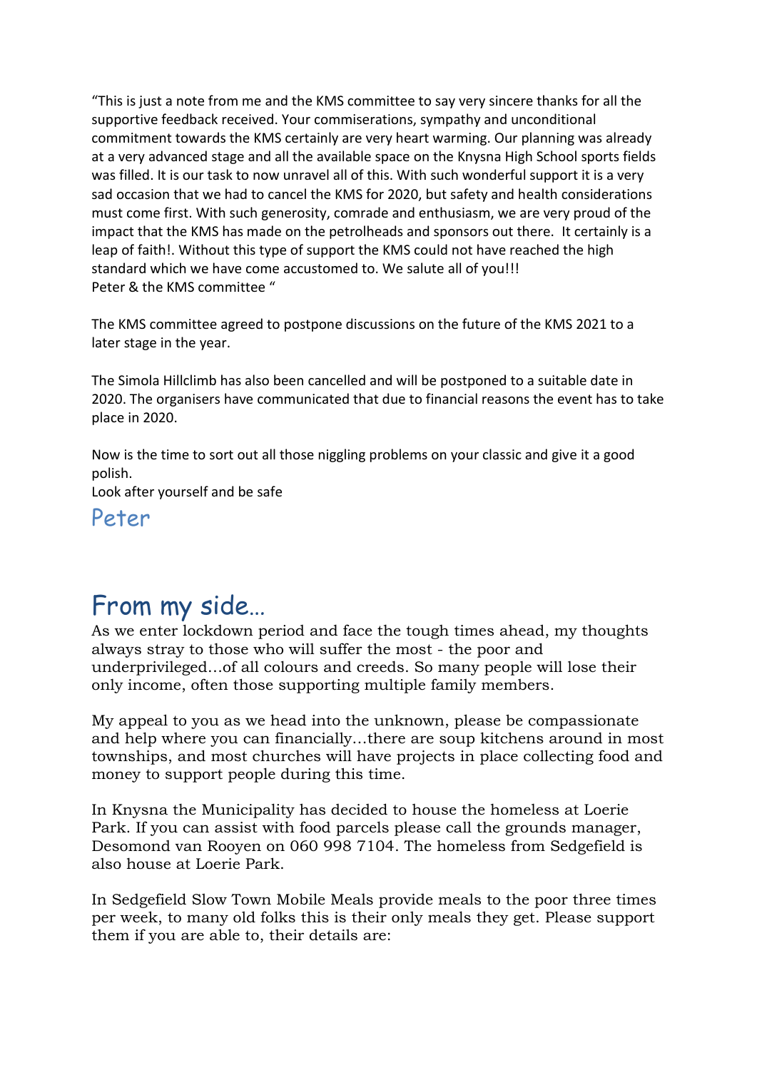"This is just a note from me and the KMS committee to say very sincere thanks for all the supportive feedback received. Your commiserations, sympathy and unconditional commitment towards the KMS certainly are very heart warming. Our planning was already at a very advanced stage and all the available space on the Knysna High School sports fields was filled. It is our task to now unravel all of this. With such wonderful support it is a very sad occasion that we had to cancel the KMS for 2020, but safety and health considerations must come first. With such generosity, comrade and enthusiasm, we are very proud of the impact that the KMS has made on the petrolheads and sponsors out there. It certainly is a leap of faith!. Without this type of support the KMS could not have reached the high standard which we have come accustomed to. We salute all of you!!!
Peter & the KMS committee "

The KMS committee agreed to postpone discussions on the future of the KMS 2021 to a later stage in the year.

The Simola Hillclimb has also been cancelled and will be postponed to a suitable date in 2020. The organisers have communicated that due to financial reasons the event has to take place in 2020.

Now is the time to sort out all those niggling problems on your classic and give it a good polish.
Look after yourself and be safe

Peter

# From my side…

As we enter lockdown period and face the tough times ahead, my thoughts always stray to those who will suffer the most - the poor and underprivileged…of all colours and creeds. So many people will lose their only income, often those supporting multiple family members.

My appeal to you as we head into the unknown, please be compassionate and help where you can financially…there are soup kitchens around in most townships, and most churches will have projects in place collecting food and money to support people during this time.

In Knysna the Municipality has decided to house the homeless at Loerie Park. If you can assist with food parcels please call the grounds manager, Desomond van Rooyen on 060 998 7104. The homeless from Sedgefield is also house at Loerie Park.

In Sedgefield Slow Town Mobile Meals provide meals to the poor three times per week, to many old folks this is their only meals they get. Please support them if you are able to, their details are: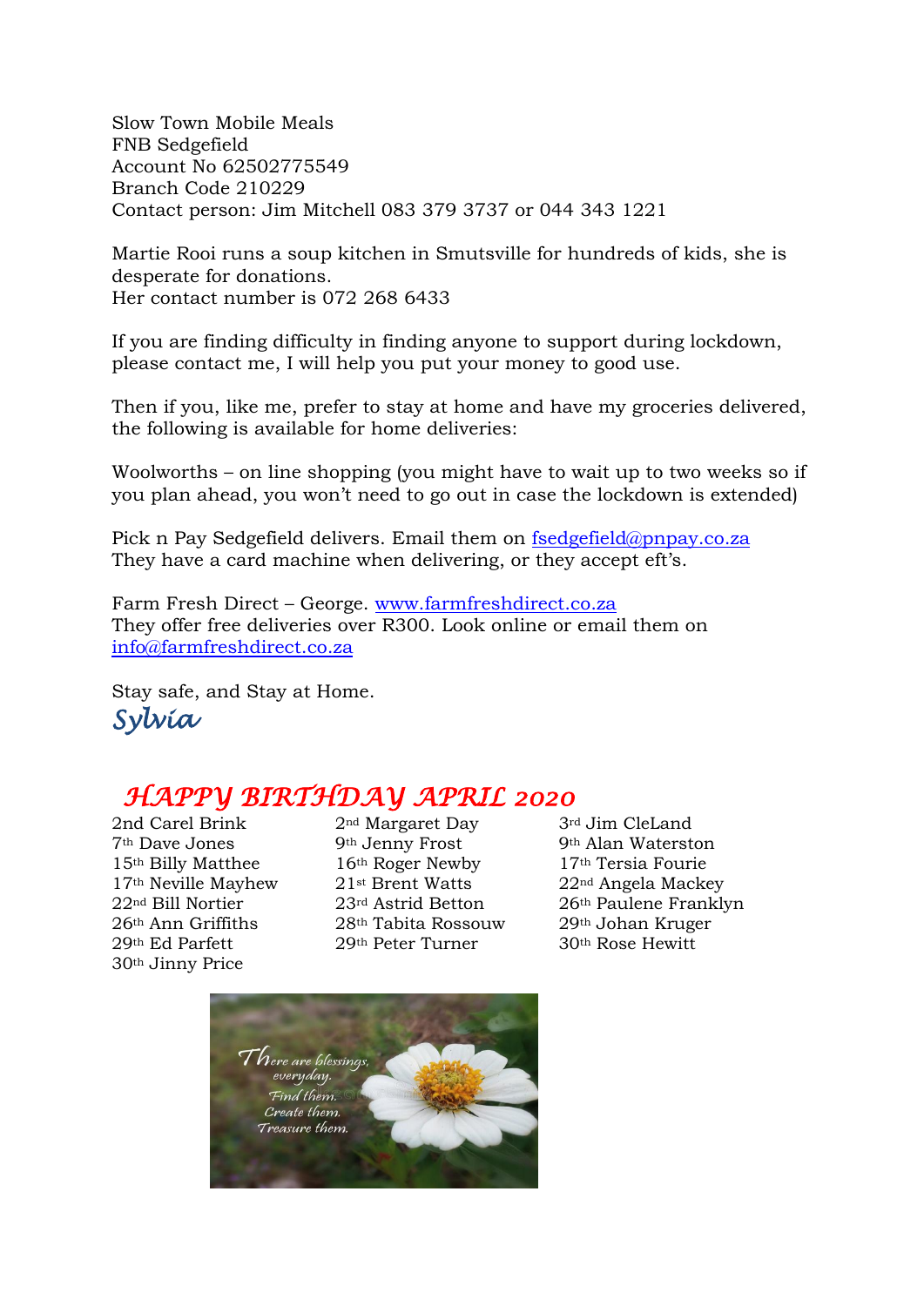Slow Town Mobile Meals
FNB Sedgefield
Account No 62502775549
Branch Code 210229
Contact person: Jim Mitchell 083 379 3737 or 044 343 1221

Martie Rooi runs a soup kitchen in Smutsville for hundreds of kids, she is desperate for donations.
Her contact number is 072 268 6433

If you are finding difficulty in finding anyone to support during lockdown, please contact me, I will help you put your money to good use.

Then if you, like me, prefer to stay at home and have my groceries delivered, the following is available for home deliveries:

Woolworths – on line shopping (you might have to wait up to two weeks so if you plan ahead, you won't need to go out in case the lockdown is extended)

Pick n Pay Sedgefield delivers. Email them on fsedgefield@pnpay.co.za
They have a card machine when delivering, or they accept eft's.

Farm Fresh Direct – George. www.farmfreshdirect.co.za
They offer free deliveries over R300. Look online or email them on info@farmfreshdirect.co.za

Stay safe, and Stay at Home.

*Sylvia*

## *HAPPY BIRTHDAY APRIL 2020*

2nd Carel Brink
7th Dave Jones
15th Billy Matthee
17th Neville Mayhew
22nd Bill Nortier
26th Ann Griffiths
29th Ed Parfett
30th Jinny Price
2nd Margaret Day
9th Jenny Frost
16th Roger Newby
21st Brent Watts
23rd Astrid Betton
28th Tabita Rossouw
29th Peter Turner
3rd Jim CleLand
9th Alan Waterston
17th Tersia Fourie
22nd Angela Mackey
26th Paulene Franklyn
29th Johan Kruger
30th Rose Hewitt

*There are blessings, everyday. Find them. Create them. Treasure them.*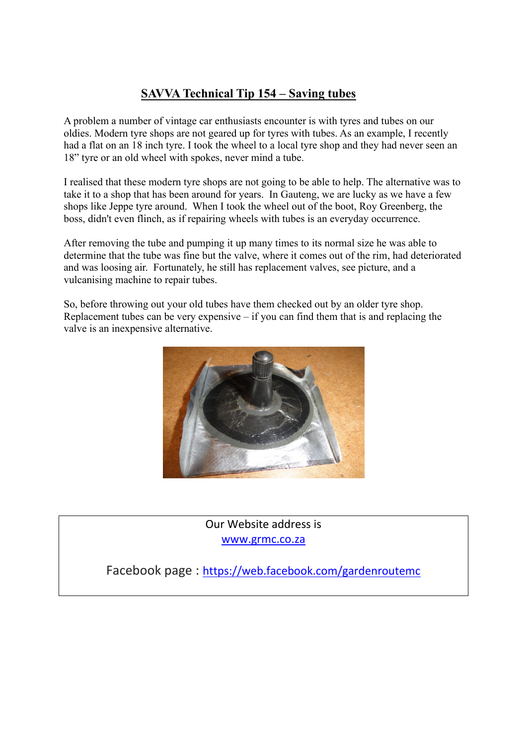# SAVVA Technical Tip 154 – Saving tubes

A problem a number of vintage car enthusiasts encounter is with tyres and tubes on our oldies. Modern tyre shops are not geared up for tyres with tubes. As an example, I recently had a flat on an 18 inch tyre. I took the wheel to a local tyre shop and they had never seen an 18" tyre or an old wheel with spokes, never mind a tube.

I realised that these modern tyre shops are not going to be able to help. The alternative was to take it to a shop that has been around for years. In Gauteng, we are lucky as we have a few shops like Jeppe tyre around. When I took the wheel out of the boot, Roy Greenberg, the boss, didn't even flinch, as if repairing wheels with tubes is an everyday occurrence.

After removing the tube and pumping it up many times to its normal size he was able to determine that the tube was fine but the valve, where it comes out of the rim, had deteriorated and was loosing air. Fortunately, he still has replacement valves, see picture, and a vulcanising machine to repair tubes.

So, before throwing out your old tubes have them checked out by an older tyre shop. Replacement tubes can be very expensive – if you can find them that is and replacing the valve is an inexpensive alternative.

Our Website address is
[www.grmc.co.za](http://www.grmc.co.za)

Facebook page : [https://web.facebook.com/gardenroutemc](https://web.facebook.com/gardenroutemc)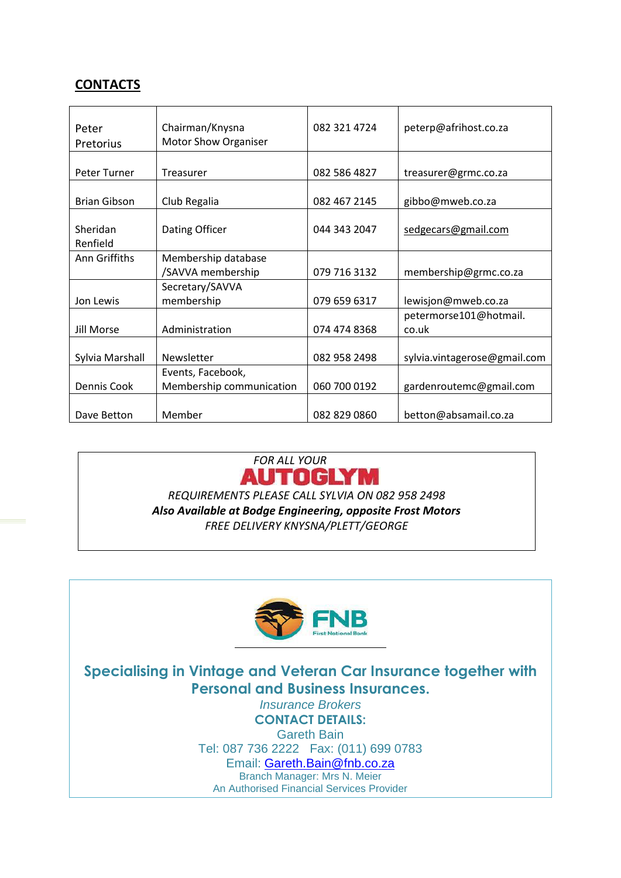## CONTACTS

| | | | |
|---|---|---|---|
| Peter Pretorius | Chairman/Knysna Motor Show Organiser | 082 321 4724 | peterp@afrihost.co.za |
| Peter Turner | Treasurer | 082 586 4827 | treasurer@grmc.co.za |
| Brian Gibson | Club Regalia | 082 467 2145 | gibbo@mweb.co.za |
| Sheridan Renfield | Dating Officer | 044 343 2047 | sedgecars@gmail.com |
| Ann Griffiths | Membership database /SAVVA membership | 079 716 3132 | membership@grmc.co.za |
| Jon Lewis | Secretary/SAVVA membership | 079 659 6317 | lewisjon@mweb.co.za |
| Jill Morse | Administration | 074 474 8368 | petermorse101@hotmail.co.uk |
| Sylvia Marshall | Newsletter | 082 958 2498 | sylvia.vintagerose@gmail.com |
| Dennis Cook | Events, Facebook, Membership communication | 060 700 0192 | gardenroutemc@gmail.com |
| Dave Betton | Member | 082 829 0860 | betton@absamail.co.za |

*FOR ALL YOUR*

**AUTOGLYM**

*REQUIREMENTS PLEASE CALL SYLVIA ON 082 958 2498*

***Also Available at Bodge Engineering, opposite Frost Motors***

*FREE DELIVERY KNYSNA/PLETT/GEORGE*

FNB
First National Bank

**Specialising in Vintage and Veteran Car Insurance together with Personal and Business Insurances.**

*Insurance Brokers*

**CONTACT DETAILS:**

Gareth Bain

Tel: 087 736 2222 Fax: (011) 699 0783

Email: Gareth.Bain@fnb.co.za

Branch Manager: Mrs N. Meier

An Authorised Financial Services Provider